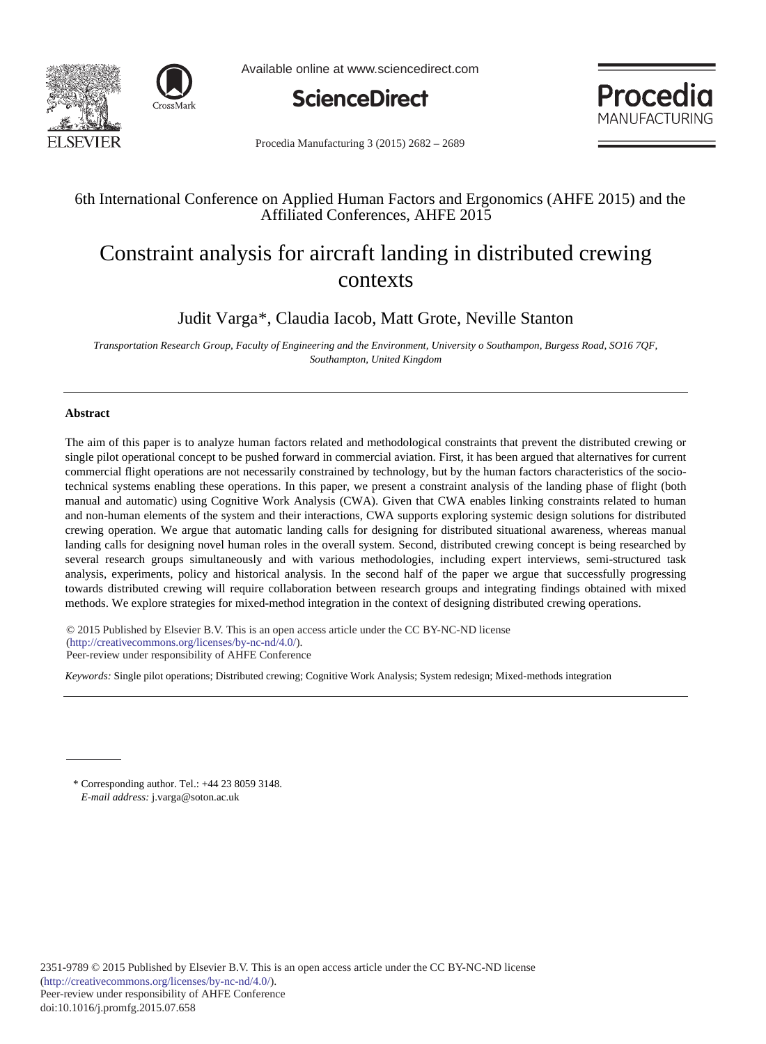6th International Conference on Applied Human Factors and Ergonomics (AHFE 2015) and the Affiliated Conferences, AHFE 2015

# Constraint analysis for aircraft landing in distributed crewing contexts

Judit Varga*, Claudia Iacob, Matt Grote, Neville Stanton

*Transportation Research Group, Faculty of Engineering and the Environment, University o Southampton, Burgess Road, SO16 7QF, Southampton, United Kingdom*

## Abstract

The aim of this paper is to analyze human factors related and methodological constraints that prevent the distributed crewing or single pilot operational concept to be pushed forward in commercial aviation. First, it has been argued that alternatives for current commercial flight operations are not necessarily constrained by technology, but by the human factors characteristics of the socio-technical systems enabling these operations. In this paper, we present a constraint analysis of the landing phase of flight (both manual and automatic) using Cognitive Work Analysis (CWA). Given that CWA enables linking constraints related to human and non-human elements of the system and their interactions, CWA supports exploring systemic design solutions for distributed crewing operation. We argue that automatic landing calls for designing for distributed situational awareness, whereas manual landing calls for designing novel human roles in the overall system. Second, distributed crewing concept is being researched by several research groups simultaneously and with various methodologies, including expert interviews, semi-structured task analysis, experiments, policy and historical analysis. In the second half of the paper we argue that successfully progressing towards distributed crewing will require collaboration between research groups and integrating findings obtained with mixed methods. We explore strategies for mixed-method integration in the context of designing distributed crewing operations.

© 2015 Published by Elsevier B.V. This is an open access article under the CC BY-NC-ND license (http://creativecommons.org/licenses/by-nc-nd/4.0/).
Peer-review under responsibility of AHFE Conference

*Keywords:* Single pilot operations; Distributed crewing; Cognitive Work Analysis; System redesign; Mixed-methods integration

---

\* Corresponding author. Tel.: +44 23 8059 3148.
*E-mail address:* j.varga@soton.ac.uk

2351-9789 © 2015 Published by Elsevier B.V. This is an open access article under the CC BY-NC-ND license (http://creativecommons.org/licenses/by-nc-nd/4.0/).
Peer-review under responsibility of AHFE Conference
doi:10.1016/j.promfg.2015.07.658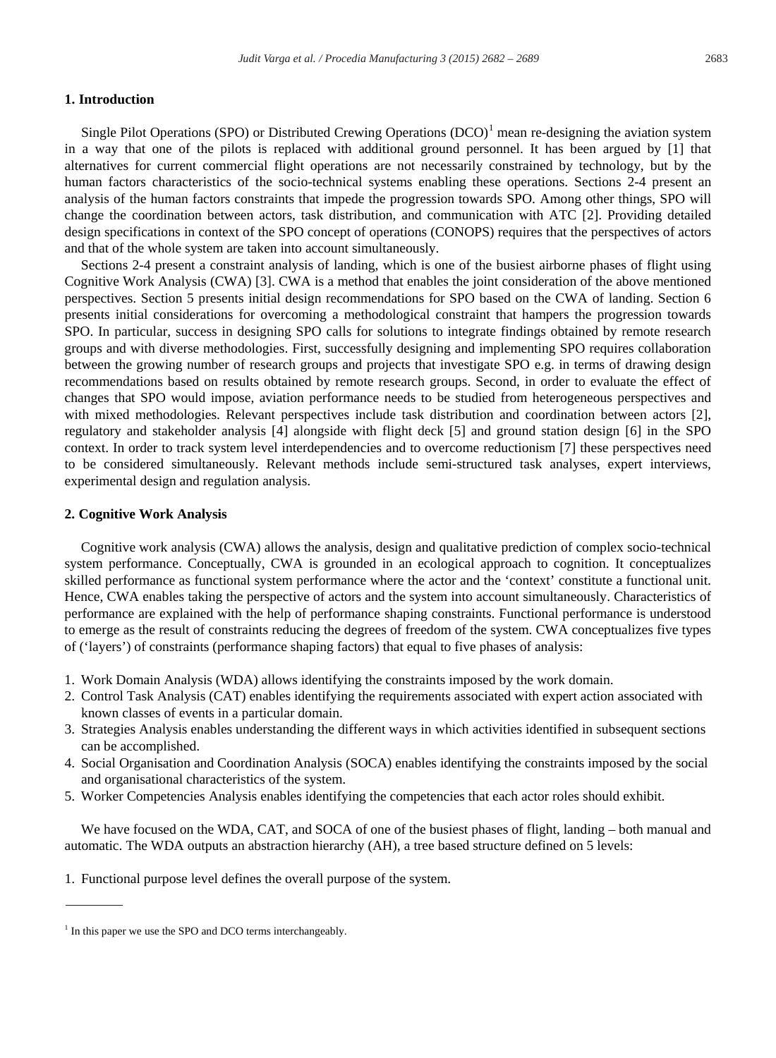## 1. Introduction

Single Pilot Operations (SPO) or Distributed Crewing Operations (DCO)[1] mean re-designing the aviation system in a way that one of the pilots is replaced with additional ground personnel. It has been argued by [1] that alternatives for current commercial flight operations are not necessarily constrained by technology, but by the human factors characteristics of the socio-technical systems enabling these operations. Sections 2-4 present an analysis of the human factors constraints that impede the progression towards SPO. Among other things, SPO will change the coordination between actors, task distribution, and communication with ATC [2]. Providing detailed design specifications in context of the SPO concept of operations (CONOPS) requires that the perspectives of actors and that of the whole system are taken into account simultaneously.

Sections 2-4 present a constraint analysis of landing, which is one of the busiest airborne phases of flight using Cognitive Work Analysis (CWA) [3]. CWA is a method that enables the joint consideration of the above mentioned perspectives. Section 5 presents initial design recommendations for SPO based on the CWA of landing. Section 6 presents initial considerations for overcoming a methodological constraint that hampers the progression towards SPO. In particular, success in designing SPO calls for solutions to integrate findings obtained by remote research groups and with diverse methodologies. First, successfully designing and implementing SPO requires collaboration between the growing number of research groups and projects that investigate SPO e.g. in terms of drawing design recommendations based on results obtained by remote research groups. Second, in order to evaluate the effect of changes that SPO would impose, aviation performance needs to be studied from heterogeneous perspectives and with mixed methodologies. Relevant perspectives include task distribution and coordination between actors [2], regulatory and stakeholder analysis [4] alongside with flight deck [5] and ground station design [6] in the SPO context. In order to track system level interdependencies and to overcome reductionism [7] these perspectives need to be considered simultaneously. Relevant methods include semi-structured task analyses, expert interviews, experimental design and regulation analysis.

## 2. Cognitive Work Analysis

Cognitive work analysis (CWA) allows the analysis, design and qualitative prediction of complex socio-technical system performance. Conceptually, CWA is grounded in an ecological approach to cognition. It conceptualizes skilled performance as functional system performance where the actor and the 'context' constitute a functional unit. Hence, CWA enables taking the perspective of actors and the system into account simultaneously. Characteristics of performance are explained with the help of performance shaping constraints. Functional performance is understood to emerge as the result of constraints reducing the degrees of freedom of the system. CWA conceptualizes five types of ('layers') of constraints (performance shaping factors) that equal to five phases of analysis:

1. Work Domain Analysis (WDA) allows identifying the constraints imposed by the work domain.
2. Control Task Analysis (CAT) enables identifying the requirements associated with expert action associated with known classes of events in a particular domain.
3. Strategies Analysis enables understanding the different ways in which activities identified in subsequent sections can be accomplished.
4. Social Organisation and Coordination Analysis (SOCA) enables identifying the constraints imposed by the social and organisational characteristics of the system.
5. Worker Competencies Analysis enables identifying the competencies that each actor roles should exhibit.

We have focused on the WDA, CAT, and SOCA of one of the busiest phases of flight, landing – both manual and automatic. The WDA outputs an abstraction hierarchy (AH), a tree based structure defined on 5 levels:

1. Functional purpose level defines the overall purpose of the system.

---

[1] In this paper we use the SPO and DCO terms interchangeably.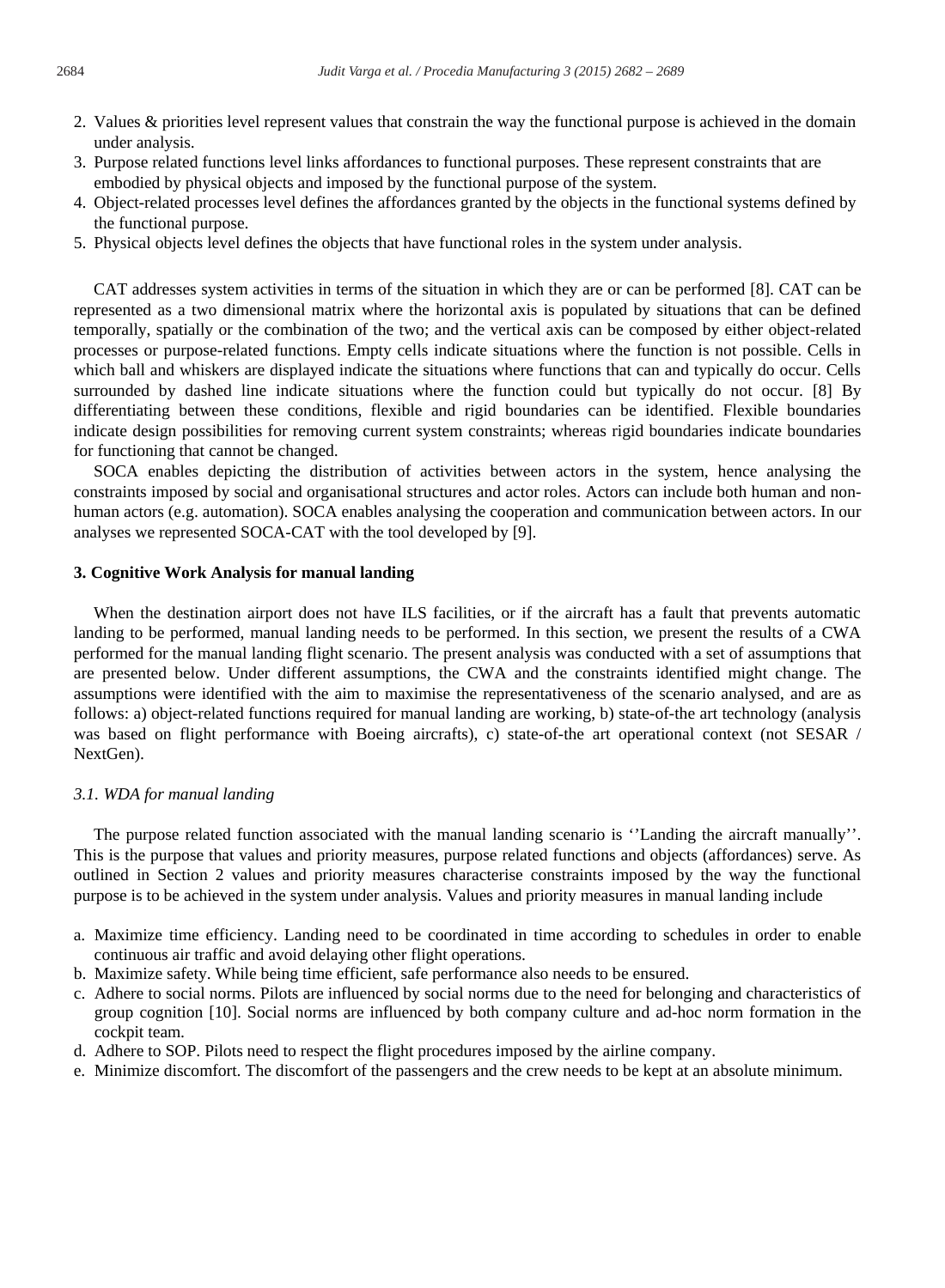2. Values & priorities level represent values that constrain the way the functional purpose is achieved in the domain under analysis.
3. Purpose related functions level links affordances to functional purposes. These represent constraints that are embodied by physical objects and imposed by the functional purpose of the system.
4. Object-related processes level defines the affordances granted by the objects in the functional systems defined by the functional purpose.
5. Physical objects level defines the objects that have functional roles in the system under analysis.

CAT addresses system activities in terms of the situation in which they are or can be performed [8]. CAT can be represented as a two dimensional matrix where the horizontal axis is populated by situations that can be defined temporally, spatially or the combination of the two; and the vertical axis can be composed by either object-related processes or purpose-related functions. Empty cells indicate situations where the function is not possible. Cells in which ball and whiskers are displayed indicate the situations where functions that can and typically do occur. Cells surrounded by dashed line indicate situations where the function could but typically do not occur. [8] By differentiating between these conditions, flexible and rigid boundaries can be identified. Flexible boundaries indicate design possibilities for removing current system constraints; whereas rigid boundaries indicate boundaries for functioning that cannot be changed.

SOCA enables depicting the distribution of activities between actors in the system, hence analysing the constraints imposed by social and organisational structures and actor roles. Actors can include both human and non-human actors (e.g. automation). SOCA enables analysing the cooperation and communication between actors. In our analyses we represented SOCA-CAT with the tool developed by [9].

## 3. Cognitive Work Analysis for manual landing

When the destination airport does not have ILS facilities, or if the aircraft has a fault that prevents automatic landing to be performed, manual landing needs to be performed. In this section, we present the results of a CWA performed for the manual landing flight scenario. The present analysis was conducted with a set of assumptions that are presented below. Under different assumptions, the CWA and the constraints identified might change. The assumptions were identified with the aim to maximise the representativeness of the scenario analysed, and are as follows: a) object-related functions required for manual landing are working, b) state-of-the art technology (analysis was based on flight performance with Boeing aircrafts), c) state-of-the art operational context (not SESAR / NextGen).

### *3.1. WDA for manual landing*

The purpose related function associated with the manual landing scenario is ''Landing the aircraft manually''. This is the purpose that values and priority measures, purpose related functions and objects (affordances) serve. As outlined in Section 2 values and priority measures characterise constraints imposed by the way the functional purpose is to be achieved in the system under analysis. Values and priority measures in manual landing include

a. Maximize time efficiency. Landing need to be coordinated in time according to schedules in order to enable continuous air traffic and avoid delaying other flight operations.
b. Maximize safety. While being time efficient, safe performance also needs to be ensured.
c. Adhere to social norms. Pilots are influenced by social norms due to the need for belonging and characteristics of group cognition [10]. Social norms are influenced by both company culture and ad-hoc norm formation in the cockpit team.
d. Adhere to SOP. Pilots need to respect the flight procedures imposed by the airline company.
e. Minimize discomfort. The discomfort of the passengers and the crew needs to be kept at an absolute minimum.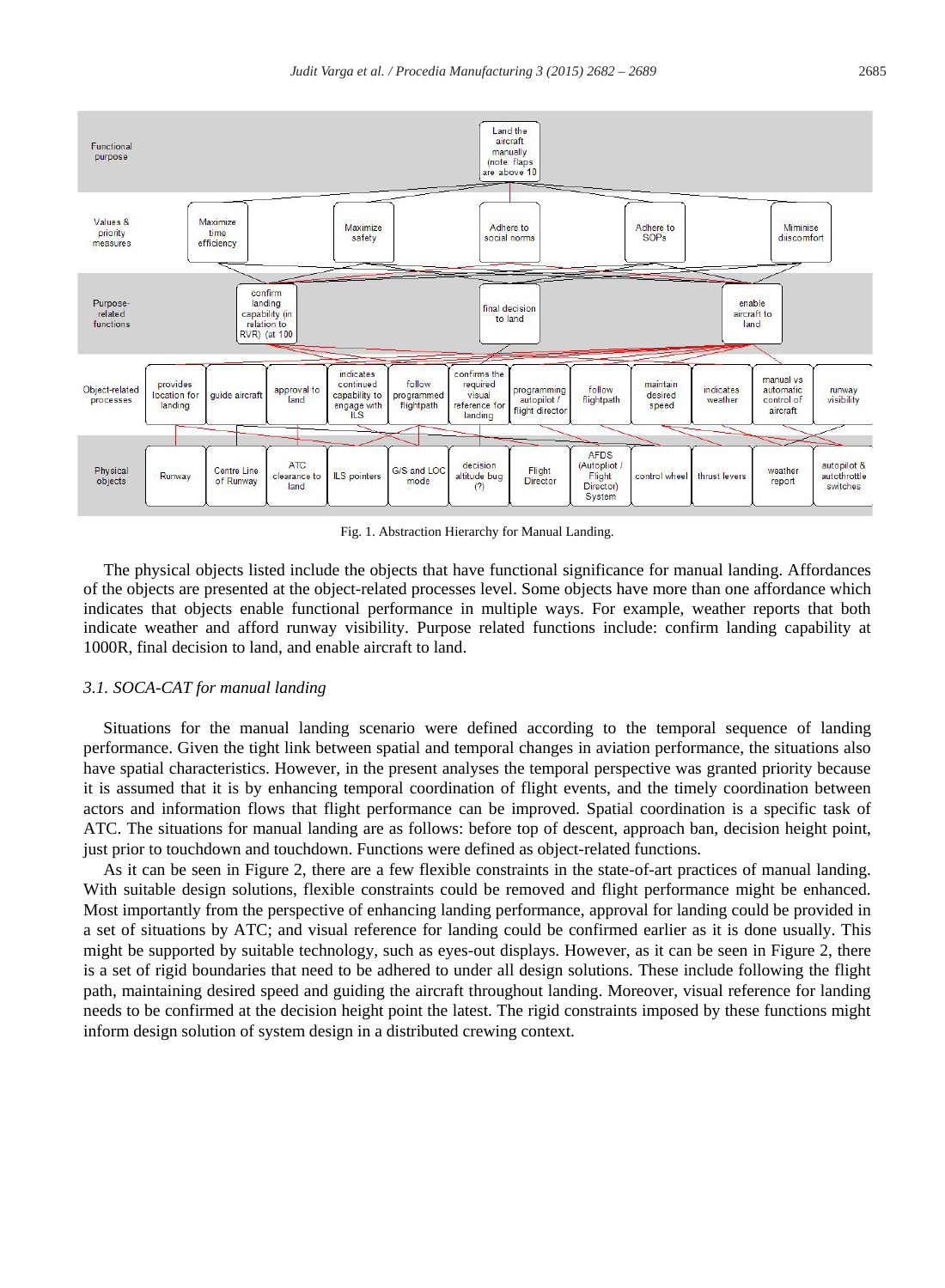Fig. 1. Abstraction Hierarchy for Manual Landing.

The physical objects listed include the objects that have functional significance for manual landing. Affordances of the objects are presented at the object-related processes level. Some objects have more than one affordance which indicates that objects enable functional performance in multiple ways. For example, weather reports that both indicate weather and afford runway visibility. Purpose related functions include: confirm landing capability at 1000R, final decision to land, and enable aircraft to land.

### *3.1. SOCA-CAT for manual landing*

Situations for the manual landing scenario were defined according to the temporal sequence of landing performance. Given the tight link between spatial and temporal changes in aviation performance, the situations also have spatial characteristics. However, in the present analyses the temporal perspective was granted priority because it is assumed that it is by enhancing temporal coordination of flight events, and the timely coordination between actors and information flows that flight performance can be improved. Spatial coordination is a specific task of ATC. The situations for manual landing are as follows: before top of descent, approach ban, decision height point, just prior to touchdown and touchdown. Functions were defined as object-related functions.

As it can be seen in Figure 2, there are a few flexible constraints in the state-of-art practices of manual landing. With suitable design solutions, flexible constraints could be removed and flight performance might be enhanced. Most importantly from the perspective of enhancing landing performance, approval for landing could be provided in a set of situations by ATC; and visual reference for landing could be confirmed earlier as it is done usually. This might be supported by suitable technology, such as eyes-out displays. However, as it can be seen in Figure 2, there is a set of rigid boundaries that need to be adhered to under all design solutions. These include following the flight path, maintaining desired speed and guiding the aircraft throughout landing. Moreover, visual reference for landing needs to be confirmed at the decision height point the latest. The rigid constraints imposed by these functions might inform design solution of system design in a distributed crewing context.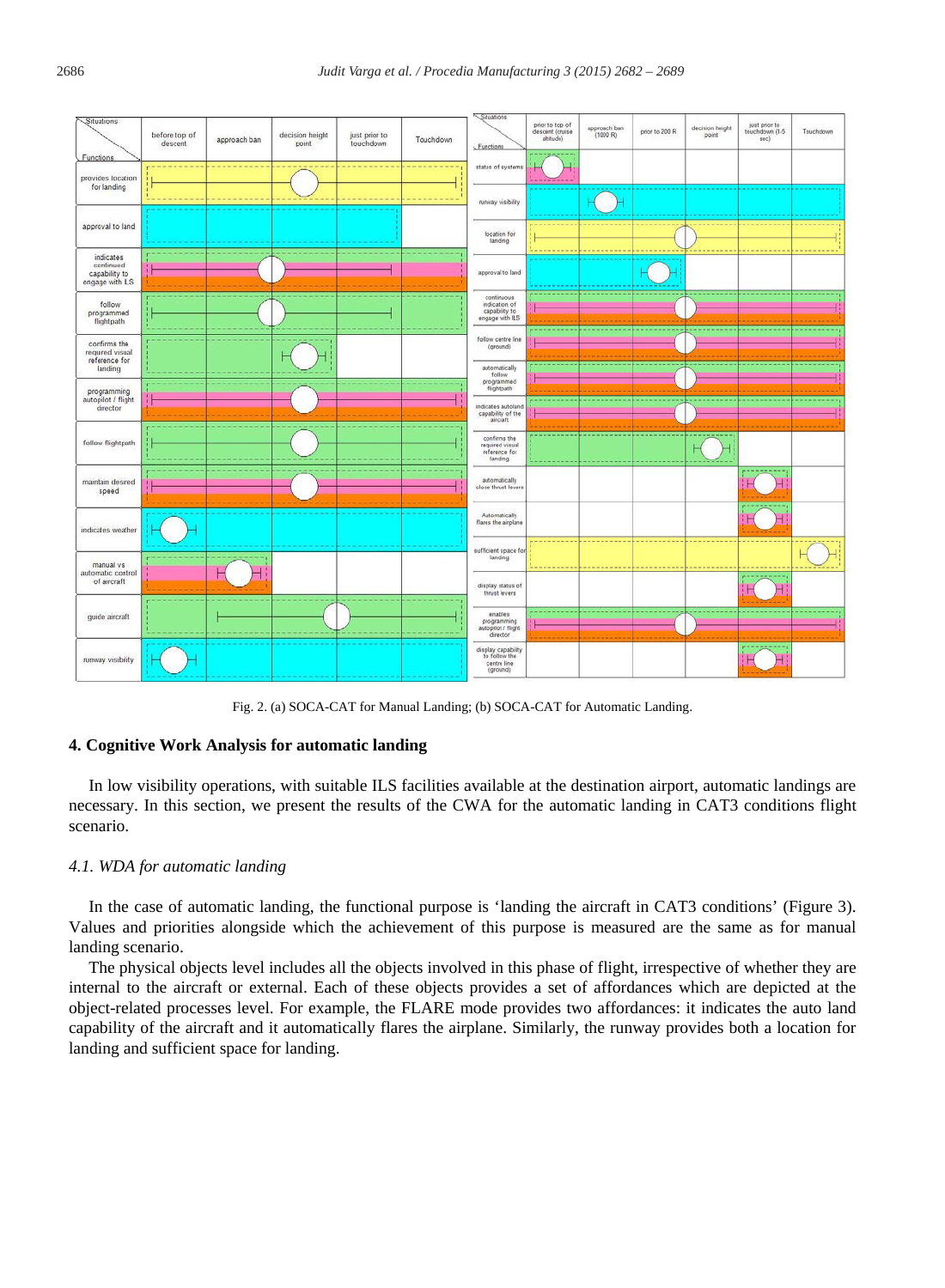Fig. 2. (a) SOCA-CAT for Manual Landing; (b) SOCA-CAT for Automatic Landing.

## 4. Cognitive Work Analysis for automatic landing

In low visibility operations, with suitable ILS facilities available at the destination airport, automatic landings are necessary. In this section, we present the results of the CWA for the automatic landing in CAT3 conditions flight scenario.

### *4.1. WDA for automatic landing*

In the case of automatic landing, the functional purpose is 'landing the aircraft in CAT3 conditions' (Figure 3). Values and priorities alongside which the achievement of this purpose is measured are the same as for manual landing scenario.

The physical objects level includes all the objects involved in this phase of flight, irrespective of whether they are internal to the aircraft or external. Each of these objects provides a set of affordances which are depicted at the object-related processes level. For example, the FLARE mode provides two affordances: it indicates the auto land capability of the aircraft and it automatically flares the airplane. Similarly, the runway provides both a location for landing and sufficient space for landing.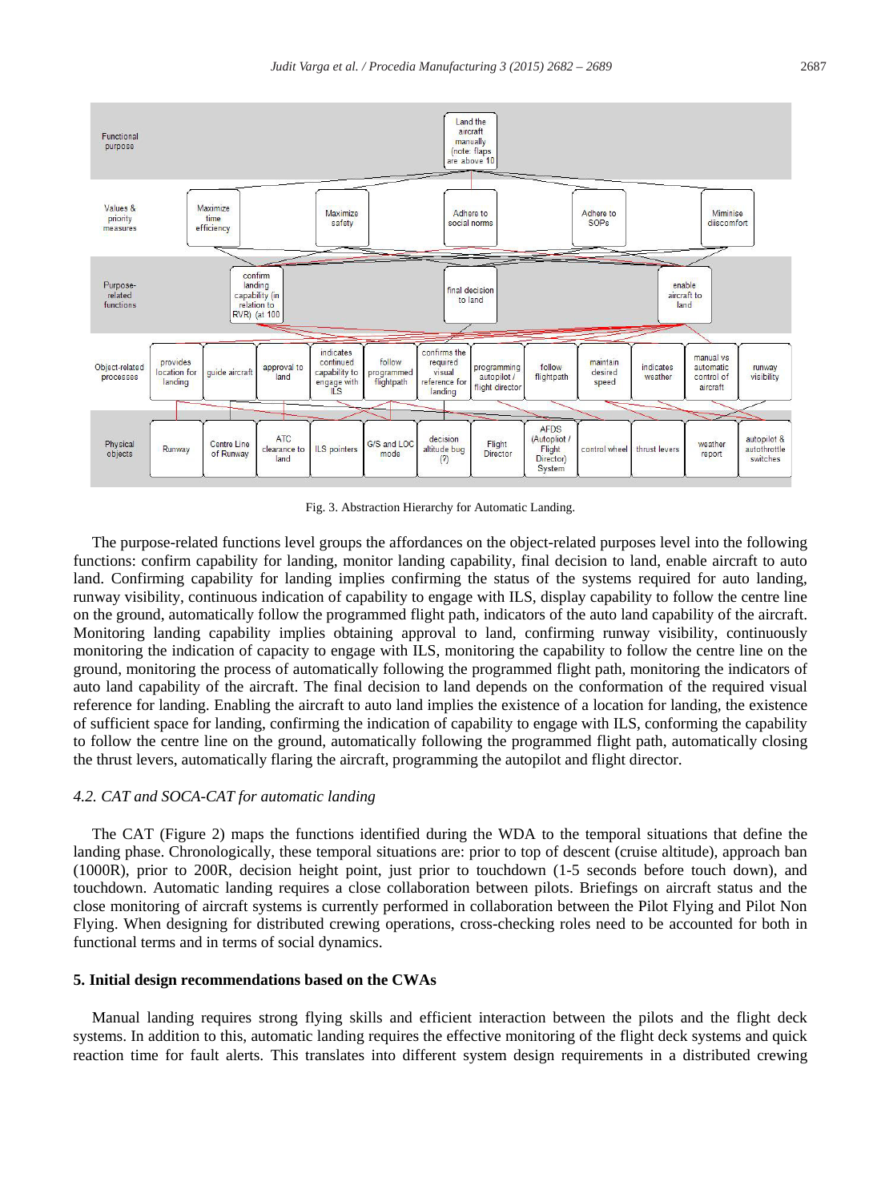Functional purpose

Land the aircraft manually (note: flaps are above 10)

Values & priority measures

Maximize time efficiency

Maximize safety

Adhere to social norms

Adhere to SOPs

Miminise discomfort

Purpose-related functions

confirm landing capability (in relation to RVR) (at 100

final decision to land

enable aircraft to land

Object-related processes

provides location for landing

guide aircraft

approval to land

indicates continued capability to engage with ILS

follow programmed flightpath

confirms the required visual reference for landing

programming autopilot / flight director

follow flightpath

maintain desired speed

indicates weather

manual vs automatic control of aircraft

runway visibility

Physical objects

Runway

Centre Line of Runway

ATC clearance to land

ILS pointers

G/S and LOC mode

decision altitude bug (?)

Flight Director

AFDS (Autopilot / Flight Director) System

control wheel

thrust levers

weather report

autopilot & autothrottle switches

Fig. 3. Abstraction Hierarchy for Automatic Landing.

The purpose-related functions level groups the affordances on the object-related purposes level into the following functions: confirm capability for landing, monitor landing capability, final decision to land, enable aircraft to auto land. Confirming capability for landing implies confirming the status of the systems required for auto landing, runway visibility, continuous indication of capability to engage with ILS, display capability to follow the centre line on the ground, automatically follow the programmed flight path, indicators of the auto land capability of the aircraft. Monitoring landing capability implies obtaining approval to land, confirming runway visibility, continuously monitoring the indication of capacity to engage with ILS, monitoring the capability to follow the centre line on the ground, monitoring the process of automatically following the programmed flight path, monitoring the indicators of auto land capability of the aircraft. The final decision to land depends on the conformation of the required visual reference for landing. Enabling the aircraft to auto land implies the existence of a location for landing, the existence of sufficient space for landing, confirming the indication of capability to engage with ILS, conforming the capability to follow the centre line on the ground, automatically following the programmed flight path, automatically closing the thrust levers, automatically flaring the aircraft, programming the autopilot and flight director.

### *4.2. CAT and SOCA-CAT for automatic landing*

The CAT (Figure 2) maps the functions identified during the WDA to the temporal situations that define the landing phase. Chronologically, these temporal situations are: prior to top of descent (cruise altitude), approach ban (1000R), prior to 200R, decision height point, just prior to touchdown (1-5 seconds before touch down), and touchdown. Automatic landing requires a close collaboration between pilots. Briefings on aircraft status and the close monitoring of aircraft systems is currently performed in collaboration between the Pilot Flying and Pilot Non Flying. When designing for distributed crewing operations, cross-checking roles need to be accounted for both in functional terms and in terms of social dynamics.

## 5. Initial design recommendations based on the CWAs

Manual landing requires strong flying skills and efficient interaction between the pilots and the flight deck systems. In addition to this, automatic landing requires the effective monitoring of the flight deck systems and quick reaction time for fault alerts. This translates into different system design requirements in a distributed crewing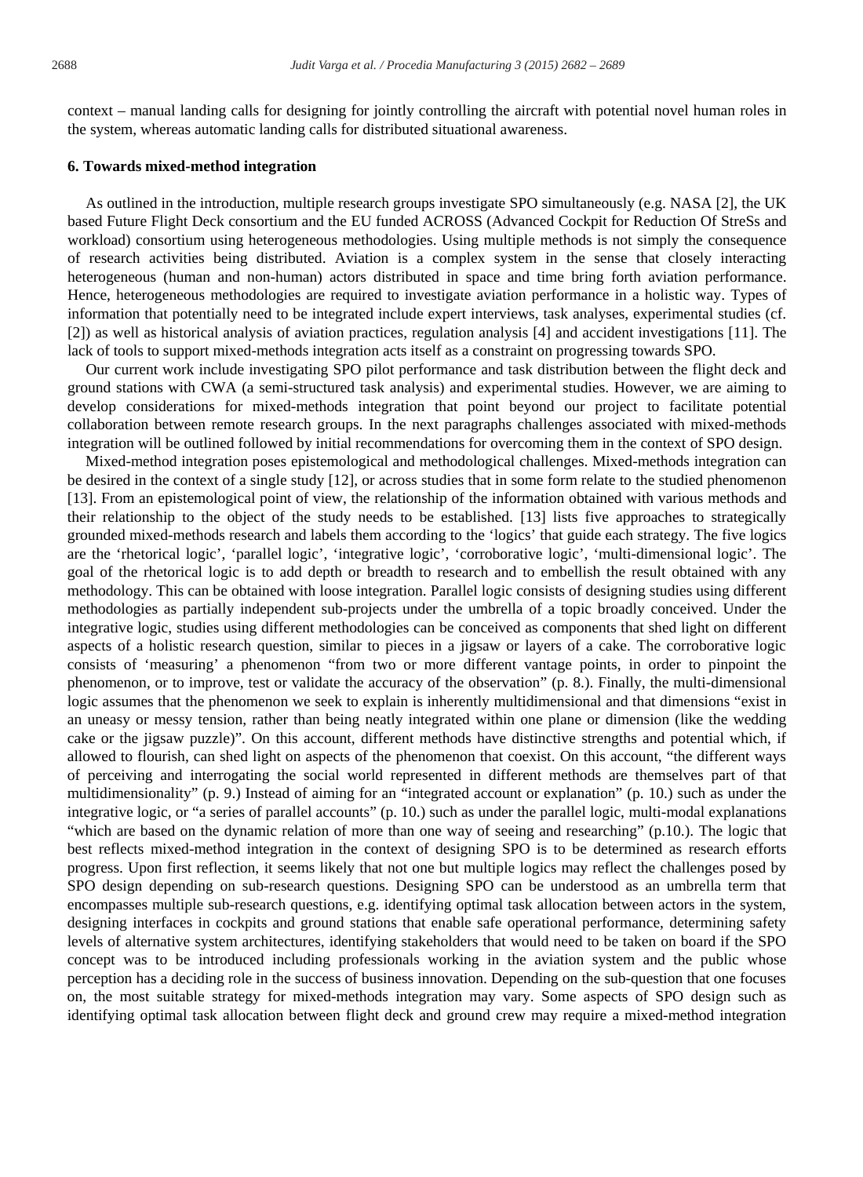context – manual landing calls for designing for jointly controlling the aircraft with potential novel human roles in the system, whereas automatic landing calls for distributed situational awareness.

## 6. Towards mixed-method integration

As outlined in the introduction, multiple research groups investigate SPO simultaneously (e.g. NASA [2], the UK based Future Flight Deck consortium and the EU funded ACROSS (Advanced Cockpit for Reduction Of StreSs and workload) consortium using heterogeneous methodologies. Using multiple methods is not simply the consequence of research activities being distributed. Aviation is a complex system in the sense that closely interacting heterogeneous (human and non-human) actors distributed in space and time bring forth aviation performance. Hence, heterogeneous methodologies are required to investigate aviation performance in a holistic way. Types of information that potentially need to be integrated include expert interviews, task analyses, experimental studies (cf. [2]) as well as historical analysis of aviation practices, regulation analysis [4] and accident investigations [11]. The lack of tools to support mixed-methods integration acts itself as a constraint on progressing towards SPO.

Our current work include investigating SPO pilot performance and task distribution between the flight deck and ground stations with CWA (a semi-structured task analysis) and experimental studies. However, we are aiming to develop considerations for mixed-methods integration that point beyond our project to facilitate potential collaboration between remote research groups. In the next paragraphs challenges associated with mixed-methods integration will be outlined followed by initial recommendations for overcoming them in the context of SPO design.

Mixed-method integration poses epistemological and methodological challenges. Mixed-methods integration can be desired in the context of a single study [12], or across studies that in some form relate to the studied phenomenon [13]. From an epistemological point of view, the relationship of the information obtained with various methods and their relationship to the object of the study needs to be established. [13] lists five approaches to strategically grounded mixed-methods research and labels them according to the 'logics' that guide each strategy. The five logics are the 'rhetorical logic', 'parallel logic', 'integrative logic', 'corroborative logic', 'multi-dimensional logic'. The goal of the rhetorical logic is to add depth or breadth to research and to embellish the result obtained with any methodology. This can be obtained with loose integration. Parallel logic consists of designing studies using different methodologies as partially independent sub-projects under the umbrella of a topic broadly conceived. Under the integrative logic, studies using different methodologies can be conceived as components that shed light on different aspects of a holistic research question, similar to pieces in a jigsaw or layers of a cake. The corroborative logic consists of 'measuring' a phenomenon "from two or more different vantage points, in order to pinpoint the phenomenon, or to improve, test or validate the accuracy of the observation" (p. 8.). Finally, the multi-dimensional logic assumes that the phenomenon we seek to explain is inherently multidimensional and that dimensions "exist in an uneasy or messy tension, rather than being neatly integrated within one plane or dimension (like the wedding cake or the jigsaw puzzle)". On this account, different methods have distinctive strengths and potential which, if allowed to flourish, can shed light on aspects of the phenomenon that coexist. On this account, "the different ways of perceiving and interrogating the social world represented in different methods are themselves part of that multidimensionality" (p. 9.) Instead of aiming for an "integrated account or explanation" (p. 10.) such as under the integrative logic, or "a series of parallel accounts" (p. 10.) such as under the parallel logic, multi-modal explanations "which are based on the dynamic relation of more than one way of seeing and researching" (p.10.). The logic that best reflects mixed-method integration in the context of designing SPO is to be determined as research efforts progress. Upon first reflection, it seems likely that not one but multiple logics may reflect the challenges posed by SPO design depending on sub-research questions. Designing SPO can be understood as an umbrella term that encompasses multiple sub-research questions, e.g. identifying optimal task allocation between actors in the system, designing interfaces in cockpits and ground stations that enable safe operational performance, determining safety levels of alternative system architectures, identifying stakeholders that would need to be taken on board if the SPO concept was to be introduced including professionals working in the aviation system and the public whose perception has a deciding role in the success of business innovation. Depending on the sub-question that one focuses on, the most suitable strategy for mixed-methods integration may vary. Some aspects of SPO design such as identifying optimal task allocation between flight deck and ground crew may require a mixed-method integration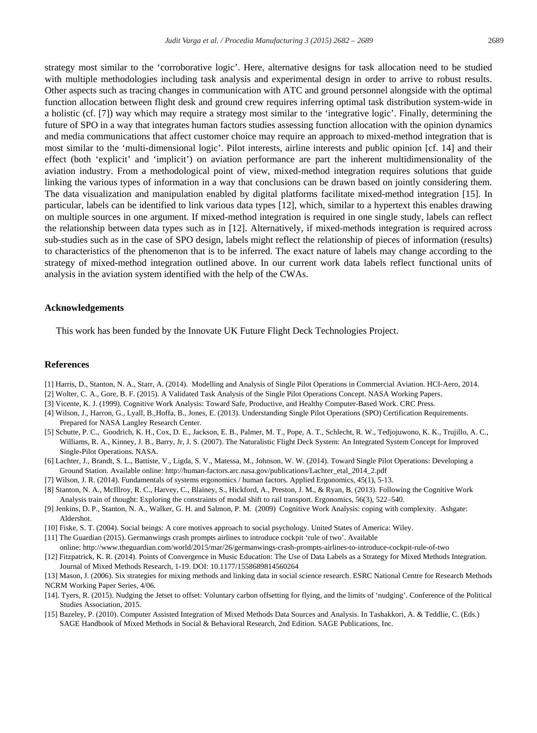strategy most similar to the 'corroborative logic'. Here, alternative designs for task allocation need to be studied with multiple methodologies including task analysis and experimental design in order to arrive to robust results. Other aspects such as tracing changes in communication with ATC and ground personnel alongside with the optimal function allocation between flight desk and ground crew requires inferring optimal task distribution system-wide in a holistic (cf. [7]) way which may require a strategy most similar to the 'integrative logic'. Finally, determining the future of SPO in a way that integrates human factors studies assessing function allocation with the opinion dynamics and media communications that affect customer choice may require an approach to mixed-method integration that is most similar to the 'multi-dimensional logic'. Pilot interests, airline interests and public opinion [cf. 14] and their effect (both 'explicit' and 'implicit') on aviation performance are part the inherent multidimensionality of the aviation industry. From a methodological point of view, mixed-method integration requires solutions that guide linking the various types of information in a way that conclusions can be drawn based on jointly considering them. The data visualization and manipulation enabled by digital platforms facilitate mixed-method integration [15]. In particular, labels can be identified to link various data types [12], which, similar to a hypertext this enables drawing on multiple sources in one argument. If mixed-method integration is required in one single study, labels can reflect the relationship between data types such as in [12]. Alternatively, if mixed-methods integration is required across sub-studies such as in the case of SPO design, labels might reflect the relationship of pieces of information (results) to characteristics of the phenomenon that is to be inferred. The exact nature of labels may change according to the strategy of mixed-method integration outlined above. In our current work data labels reflect functional units of analysis in the aviation system identified with the help of the CWAs.

## Acknowledgements

This work has been funded by the Innovate UK Future Flight Deck Technologies Project.

## References

[1] Harris, D., Stanton, N. A., Starr, A. (2014). Modelling and Analysis of Single Pilot Operations in Commercial Aviation. HCI-Aero, 2014.

[2] Wolter, C. A., Gore, B. F. (2015). A Validated Task Analysis of the Single Pilot Operations Concept. NASA Working Papers.

[3] Vicente, K. J. (1999). Cognitive Work Analysis: Toward Safe, Productive, and Healthy Computer-Based Work. CRC Press.

[4] Wilson, J., Harron, G., Lyall, B.,Hoffa, B., Jones, E. (2013). Understanding Single Pilot Operations (SPO) Certification Requirements. Prepared for NASA Langley Research Center.

[5] Schutte, P. C., Goodrich, K. H., Cox, D. E., Jackson, E. B., Palmer, M. T., Pope, A. T., Schlecht, R. W., Tedjojuwono, K. K., Trujillo, A. C., Williams, R. A., Kinney, J. B., Barry, Jr, J. S. (2007). The Naturalistic Flight Deck System: An Integrated System Concept for Improved Single-Pilot Operations. NASA.

[6] Lachter, J., Brandt, S. L., Battiste, V., Ligda, S. V., Matessa, M., Johnson, W. W. (2014). Toward Single Pilot Operations: Developing a Ground Station. Available online: http://human-factors.arc.nasa.gov/publications/Lachter_etal_2014_2.pdf

[7] Wilson, J. R. (2014). Fundamentals of systems ergonomics / human factors. Applied Ergonomics, 45(1), 5-13.

[8] Stanton, N. A., McIllroy, R. C., Harvey, C., Blainey, S., Hickford, A., Preston, J. M., & Ryan, B. (2013). Following the Cognitive Work Analysis train of thought: Exploring the constraints of modal shift to rail transport. Ergonomics, 56(3), 522–540.

[9] Jenkins, D. P., Stanton, N. A., Walker, G. H. and Salmon, P. M. (2009) Cognitive Work Analysis: coping with complexity. Ashgate: Aldershot.

[10] Fiske, S. T. (2004). Social beings: A core motives approach to social psychology. United States of America: Wiley.

[11] The Guardian (2015). Germanwings crash prompts airlines to introduce cockpit 'rule of two'. Available online: http://www.theguardian.com/world/2015/mar/26/germanwings-crash-prompts-airlines-to-introduce-cockpit-rule-of-two

[12] Fitzpatrick, K. R. (2014). Points of Convergence in Music Education: The Use of Data Labels as a Strategy for Mixed Methods Integration. Journal of Mixed Methods Research, 1-19. DOI: 10.1177/1558689814560264

[13] Mason, J. (2006). Six strategies for mixing methods and linking data in social science research. ESRC National Centre for Research Methods NCRM Working Paper Series, 4/06.

[14]. Tyers, R. (2015). Nudging the Jetset to offset: Voluntary carbon offsetting for flying, and the limits of 'nudging'. Conference of the Political Studies Association, 2015.

[15] Bazeley, P. (2010). Computer Assisted Integration of Mixed Methods Data Sources and Analysis. In Tashakkori, A. & Teddlie, C. (Eds.) SAGE Handbook of Mixed Methods in Social & Behavioral Research, 2nd Edition. SAGE Publications, Inc.